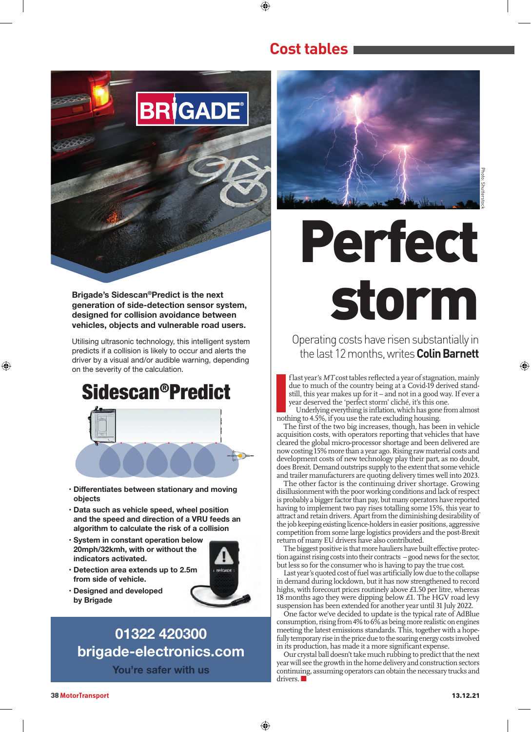# Perfect storm

Operating costs have risen substantially in the last 12 months, writes **Colin Barnett**

Photo: Shutterstock

If last year's *MT* cost tables reflected a year of stagnation, mainly due to much of the country being at a Covid-19 derived standstill, this year makes up for it – and not in a good way. If ever a year deserved the 'perfect storm' cliché, it's this one.

Underlying everything is inflation, which has gone from almost nothing to 4.5%, if you use the rate excluding housing.

The first of the two big increases, though, has been in vehicle acquisition costs, with operators reporting that vehicles that have cleared the global micro-processor shortage and been delivered are now costing 15% more than a year ago. Rising raw material costs and development costs of new technology play their part, as no doubt, does Brexit. Demand outstrips supply to the extent that some vehicle and trailer manufacturers are quoting delivery times well into 2023.

The other factor is the continuing driver shortage. Growing disillusionment with the poor working conditions and lack of respect is probably a bigger factor than pay, but many operators have reported having to implement two pay rises totalling some 15%, this year to attract and retain drivers. Apart from the diminishing desirability of the job keeping existing licence-holders in easier positions, aggressive competition from some large logistics providers and the post-Brexit return of many EU drivers have also contributed.

The biggest positive is that more hauliers have built effective protection against rising costs into their contracts – good news for the sector, but less so for the consumer who is having to pay the true cost.

Last year's quoted cost of fuel was artificially low due to the collapse in demand during lockdown, but it has now strengthened to record highs, with forecourt prices routinely above £1.50 per litre, whereas 18 months ago they were dipping below £1. The HGV road levy suspension has been extended for another year until 31 July 2022.

One factor we've decided to update is the typical rate of AdBlue consumption, rising from 4% to 6% as being more realistic on engines meeting the latest emissions standards. This, together with a hopefully temporary rise in the price due to the soaring energy costs involved in its production, has made it a more significant expense.

Our crystal ball doesn't take much rubbing to predict that the next year will see the growth in the home delivery and construction sectors continuing, assuming operators can obtain the necessary trucks and drivers. ■

---

BRIGADE®

**Brigade's Sidescan®Predict is the next generation of side-detection sensor system, designed for collision avoidance between vehicles, objects and vulnerable road users.**

Utilising ultrasonic technology, this intelligent system predicts if a collision is likely to occur and alerts the driver by a visual and/or audible warning, depending on the severity of the calculation.

## Sidescan®Predict

- **Differentiates between stationary and moving objects**
- **Data such as vehicle speed, wheel position and the speed and direction of a VRU feeds an algorithm to calculate the risk of a collision**
- **System in constant operation below 20mph/32kmh, with or without the indicators activated.**
- **Detection area extends up to 2.5m from side of vehicle.**
- **Designed and developed by Brigade**

**01322 420300**
**brigade-electronics.com**
**You're safer with us**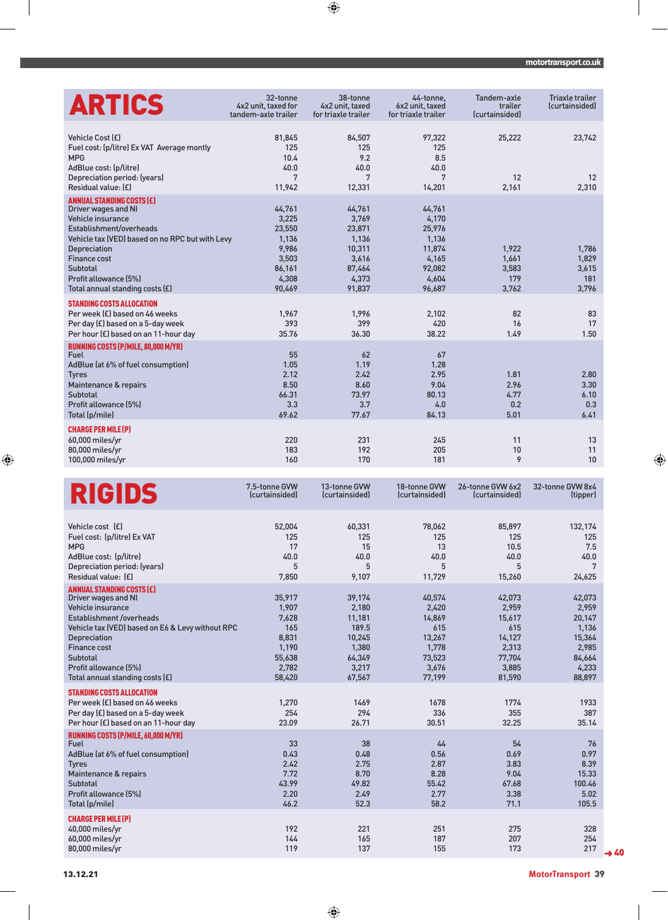# ARTICS

| | 32-tonne 4x2 unit, taxed for tandem-axle trailer | 38-tonne 4x2 unit, taxed for triaxle trailer | 44-tonne, 6x2 unit, taxed for triaxle trailer | Tandem-axle trailer (curtainsided) | Triaxle trailer (curtainsided) |
|---|---|---|---|---|---|
| Vehicle Cost (£) | 81,845 | 84,507 | 97,322 | 25,222 | 23,742 |
| Fuel cost: (p/litre) Ex VAT Average montly | 125 | 125 | 125 | | |
| MPG | 10.4 | 9.2 | 8.5 | | |
| AdBlue cost: (p/litre) | 40.0 | 40.0 | 40.0 | | |
| Depreciation period: (years) | 7 | 7 | 7 | 12 | 12 |
| Residual value: (£) | 11,942 | 12,331 | 14,201 | 2,161 | 2,310 |
| **ANNUAL STANDING COSTS (£)** | | | | | |
| Driver wages and NI | 44,761 | 44,761 | 44,761 | | |
| Vehicle insurance | 3,225 | 3,769 | 4,170 | | |
| Establishment/overheads | 23,550 | 23,871 | 25,976 | | |
| Vehicle tax (VED) based on no RPC but with Levy | 1,136 | 1,136 | 1,136 | | |
| Depreciation | 9,986 | 10,311 | 11,874 | 1,922 | 1,786 |
| Finance cost | 3,503 | 3,616 | 4,165 | 1,661 | 1,829 |
| Subtotal | 86,161 | 87,464 | 92,082 | 3,583 | 3,615 |
| Profit allowance (5%) | 4,308 | 4,373 | 4,604 | 179 | 181 |
| Total annual standing costs (£) | 90,469 | 91,837 | 96,687 | 3,762 | 3,796 |
| **STANDING COSTS ALLOCATION** | | | | | |
| Per week (£) based on 46 weeks | 1,967 | 1,996 | 2,102 | 82 | 83 |
| Per day (£) based on a 5-day week | 393 | 399 | 420 | 16 | 17 |
| Per hour (£) based on an 11-hour day | 35.76 | 36.30 | 38.22 | 1.49 | 1.50 |
| **RUNNING COSTS (P/MILE, 80,000 M/YR)** | | | | | |
| Fuel | 55 | 62 | 67 | | |
| AdBlue (at 6% of fuel consumption) | 1.05 | 1.19 | 1.28 | | |
| Tyres | 2.12 | 2.42 | 2.95 | 1.81 | 2.80 |
| Maintenance & repairs | 8.50 | 8.60 | 9.04 | 2.96 | 3.30 |
| Subtotal | 66.31 | 73.97 | 80.13 | 4.77 | 6.10 |
| Profit allowance (5%) | 3.3 | 3.7 | 4.0 | 0.2 | 0.3 |
| Total (p/mile) | 69.62 | 77.67 | 84.13 | 5.01 | 6.41 |
| **CHARGE PER MILE (P)** | | | | | |
| 60,000 miles/yr | 220 | 231 | 245 | 11 | 13 |
| 80,000 miles/yr | 183 | 192 | 205 | 10 | 11 |
| 100,000 miles/yr | 160 | 170 | 181 | 9 | 10 |

# RIGIDS

| | 7.5-tonne GVW (curtainsided) | 13-tonne GVW (curtainsided) | 18-tonne GVW (curtainsided) | 26-tonne GVW 6x2 (curtainsided) | 32-tonne GVW 8x4 (tipper) |
|---|---|---|---|---|---|
| Vehicle cost (£) | 52,004 | 60,331 | 78,062 | 85,897 | 132,174 |
| Fuel cost: (p/litre) Ex VAT | 125 | 125 | 125 | 125 | 125 |
| MPG | 17 | 15 | 13 | 10.5 | 7.5 |
| AdBlue cost: (p/litre) | 40.0 | 40.0 | 40.0 | 40.0 | 40.0 |
| Depreciation period: (years) | 5 | 5 | 5 | 5 | 7 |
| Residual value: (£) | 7,850 | 9,107 | 11,729 | 15,260 | 24,625 |
| **ANNUAL STANDING COSTS (£)** | | | | | |
| Driver wages and NI | 35,917 | 39,174 | 40,574 | 42,073 | 42,073 |
| Vehicle insurance | 1,907 | 2,180 | 2,420 | 2,959 | 2,959 |
| Establishment /overheads | 7,628 | 11,181 | 14,869 | 15,617 | 20,147 |
| Vehicle tax (VED) based on E6 & Levy without RPC | 165 | 189.5 | 615 | 615 | 1,136 |
| Depreciation | 8,831 | 10,245 | 13,267 | 14,127 | 15,364 |
| Finance cost | 1,190 | 1,380 | 1,778 | 2,313 | 2,985 |
| Subtotal | 55,638 | 64,349 | 73,523 | 77,704 | 84,664 |
| Profit allowance (5%) | 2,782 | 3,217 | 3,676 | 3,885 | 4,233 |
| Total annual standing costs (£) | 58,420 | 67,567 | 77,199 | 81,590 | 88,897 |
| **STANDING COSTS ALLOCATION** | | | | | |
| Per week (£) based on 46 weeks | 1,270 | 1469 | 1678 | 1774 | 1933 |
| Per day (£) based on a 5-day week | 254 | 294 | 336 | 355 | 387 |
| Per hour (£) based on an 11-hour day | 23.09 | 26.71 | 30.51 | 32.25 | 35.14 |
| **RUNNING COSTS (P/MILE, 60,000 M/YR)** | | | | | |
| Fuel | 33 | 38 | 44 | 54 | 76 |
| AdBlue (at 6% of fuel consumption) | 0.43 | 0.48 | 0.56 | 0.69 | 0.97 |
| Tyres | 2.42 | 2.75 | 2.87 | 3.83 | 8.39 |
| Maintenance & repairs | 7.72 | 8.70 | 8.28 | 9.04 | 15.33 |
| Subtotal | 43.99 | 49.82 | 55.42 | 67.68 | 100.46 |
| Profit allowance (5%) | 2.20 | 2.49 | 2.77 | 3.38 | 5.02 |
| Total (p/mile) | 46.2 | 52.3 | 58.2 | 71.1 | 105.5 |
| **CHARGE PER MILE (P)** | | | | | |
| 40,000 miles/yr | 192 | 221 | 251 | 275 | 328 |
| 60,000 miles/yr | 144 | 165 | 187 | 207 | 254 |
| 80,000 miles/yr | 119 | 137 | 155 | 173 | 217 |

→ 40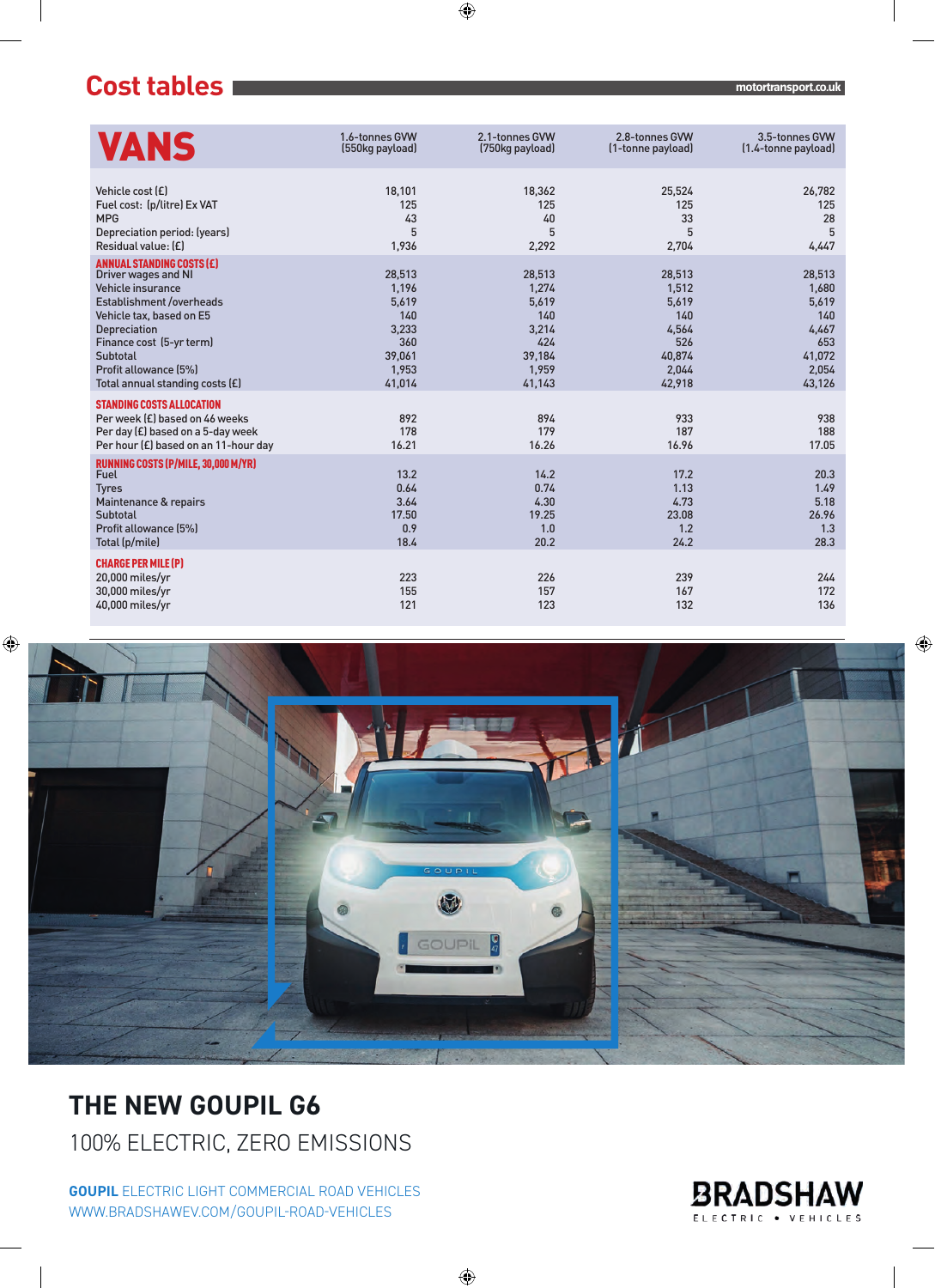## Cost tables

motortransport.co.uk

| VANS | 1.6-tonnes GVW (550kg payload) | 2.1-tonnes GVW (750kg payload) | 2.8-tonnes GVW (1-tonne payload) | 3.5-tonnes GVW (1.4-tonne payload) |
|---|---|---|---|---|
| Vehicle cost (£) | 18,101 | 18,362 | 25,524 | 26,782 |
| Fuel cost: (p/litre) Ex VAT | 125 | 125 | 125 | 125 |
| MPG | 43 | 40 | 33 | 28 |
| Depreciation period: (years) | 5 | 5 | 5 | 5 |
| Residual value: (£) | 1,936 | 2,292 | 2,704 | 4,447 |
| **ANNUAL STANDING COSTS (£)** | | | | |
| Driver wages and NI | 28,513 | 28,513 | 28,513 | 28,513 |
| Vehicle insurance | 1,196 | 1,274 | 1,512 | 1,680 |
| Establishment /overheads | 5,619 | 5,619 | 5,619 | 5,619 |
| Vehicle tax, based on E5 | 140 | 140 | 140 | 140 |
| Depreciation | 3,233 | 3,214 | 4,564 | 4,467 |
| Finance cost (5-yr term) | 360 | 424 | 526 | 653 |
| Subtotal | 39,061 | 39,184 | 40,874 | 41,072 |
| Profit allowance (5%) | 1,953 | 1,959 | 2,044 | 2,054 |
| Total annual standing costs (£) | 41,014 | 41,143 | 42,918 | 43,126 |
| **STANDING COSTS ALLOCATION** | | | | |
| Per week (£) based on 46 weeks | 892 | 894 | 933 | 938 |
| Per day (£) based on a 5-day week | 178 | 179 | 187 | 188 |
| Per hour (£) based on an 11-hour day | 16.21 | 16.26 | 16.96 | 17.05 |
| **RUNNING COSTS (P/MILE, 30,000 M/YR)** | | | | |
| Fuel | 13.2 | 14.2 | 17.2 | 20.3 |
| Tyres | 0.64 | 0.74 | 1.13 | 1.49 |
| Maintenance & repairs | 3.64 | 4.30 | 4.73 | 5.18 |
| Subtotal | 17.50 | 19.25 | 23.08 | 26.96 |
| Profit allowance (5%) | 0.9 | 1.0 | 1.2 | 1.3 |
| Total (p/mile) | 18.4 | 20.2 | 24.2 | 28.3 |
| **CHARGE PER MILE (P)** | | | | |
| 20,000 miles/yr | 223 | 226 | 239 | 244 |
| 30,000 miles/yr | 155 | 157 | 167 | 172 |
| 40,000 miles/yr | 121 | 123 | 132 | 136 |

# THE NEW GOUPIL G6

100% ELECTRIC, ZERO EMISSIONS

**GOUPIL** ELECTRIC LIGHT COMMERCIAL ROAD VEHICLES
WWW.BRADSHAWEV.COM/GOUPIL-ROAD-VEHICLES

BRADSHAW ELECTRIC • VEHICLES